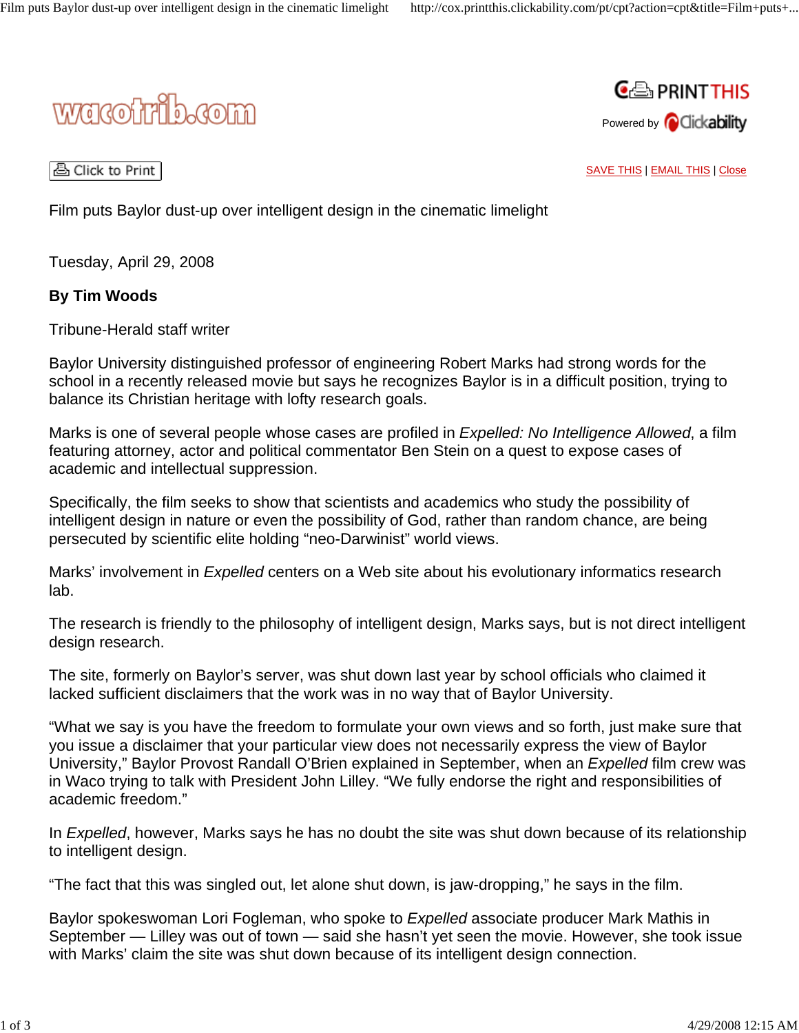# Film puts Baylor dust-up over intelligent design in the cinematic limelight

Tuesday, April 29, 2008

**By Tim Woods**

Tribune-Herald staff writer

Baylor University distinguished professor of engineering Robert Marks had strong words for the school in a recently released movie but says he recognizes Baylor is in a difficult position, trying to balance its Christian heritage with lofty research goals.

Marks is one of several people whose cases are profiled in *Expelled: No Intelligence Allowed*, a film featuring attorney, actor and political commentator Ben Stein on a quest to expose cases of academic and intellectual suppression.

Specifically, the film seeks to show that scientists and academics who study the possibility of intelligent design in nature or even the possibility of God, rather than random chance, are being persecuted by scientific elite holding "neo-Darwinist" world views.

Marks' involvement in *Expelled* centers on a Web site about his evolutionary informatics research lab.

The research is friendly to the philosophy of intelligent design, Marks says, but is not direct intelligent design research.

The site, formerly on Baylor's server, was shut down last year by school officials who claimed it lacked sufficient disclaimers that the work was in no way that of Baylor University.

"What we say is you have the freedom to formulate your own views and so forth, just make sure that you issue a disclaimer that your particular view does not necessarily express the view of Baylor University," Baylor Provost Randall O'Brien explained in September, when an *Expelled* film crew was in Waco trying to talk with President John Lilley. "We fully endorse the right and responsibilities of academic freedom."

In *Expelled*, however, Marks says he has no doubt the site was shut down because of its relationship to intelligent design.

"The fact that this was singled out, let alone shut down, is jaw-dropping," he says in the film.

Baylor spokeswoman Lori Fogleman, who spoke to *Expelled* associate producer Mark Mathis in September — Lilley was out of town — said she hasn't yet seen the movie. However, she took issue with Marks' claim the site was shut down because of its intelligent design connection.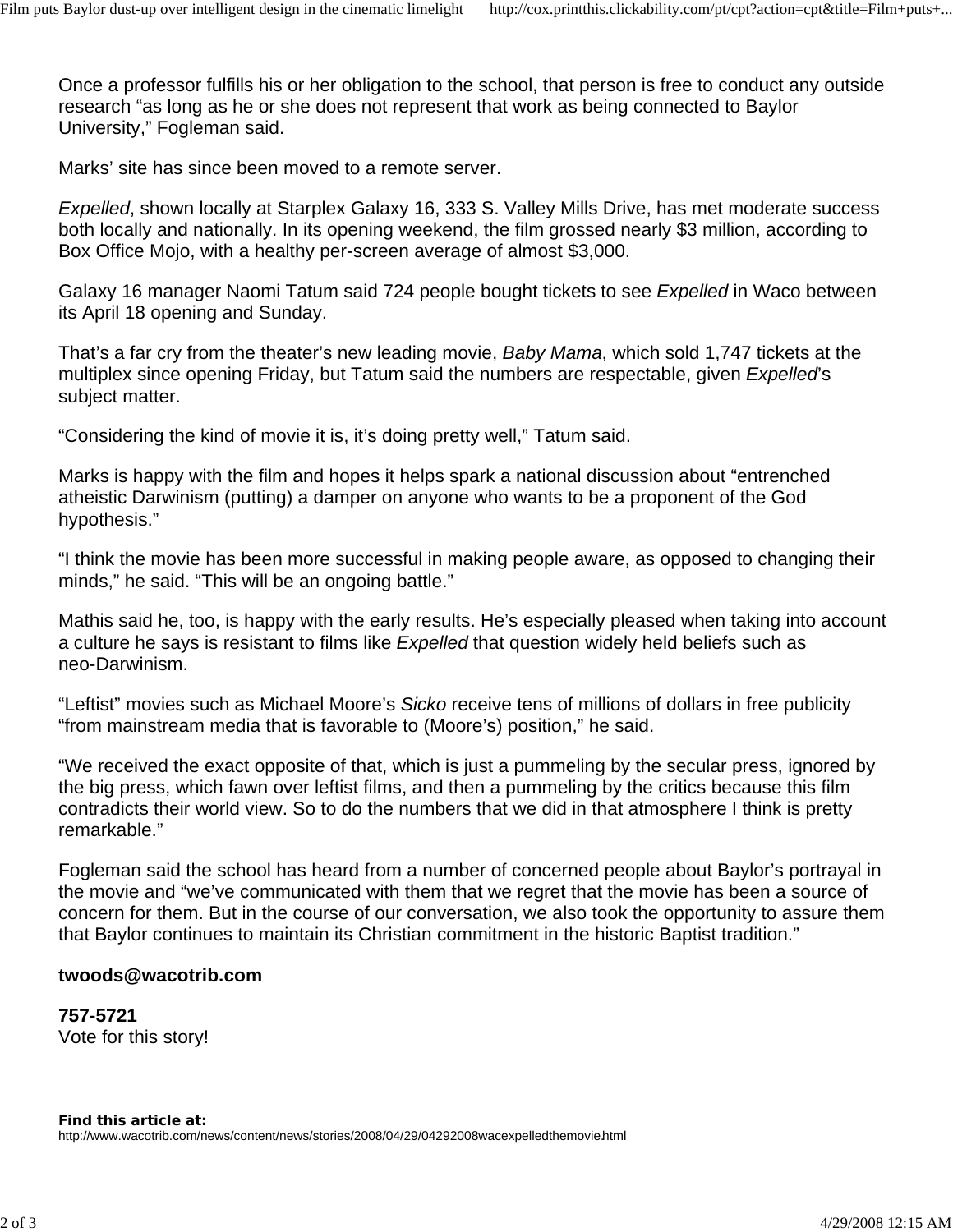Once a professor fulfills his or her obligation to the school, that person is free to conduct any outside research "as long as he or she does not represent that work as being connected to Baylor University," Fogleman said.

Marks' site has since been moved to a remote server.

*Expelled*, shown locally at Starplex Galaxy 16, 333 S. Valley Mills Drive, has met moderate success both locally and nationally. In its opening weekend, the film grossed nearly $3 million, according to Box Office Mojo, with a healthy per-screen average of almost $3,000.

Galaxy 16 manager Naomi Tatum said 724 people bought tickets to see *Expelled* in Waco between its April 18 opening and Sunday.

That's a far cry from the theater's new leading movie, *Baby Mama*, which sold 1,747 tickets at the multiplex since opening Friday, but Tatum said the numbers are respectable, given *Expelled*'s subject matter.

"Considering the kind of movie it is, it's doing pretty well," Tatum said.

Marks is happy with the film and hopes it helps spark a national discussion about "entrenched atheistic Darwinism (putting) a damper on anyone who wants to be a proponent of the God hypothesis."

"I think the movie has been more successful in making people aware, as opposed to changing their minds," he said. "This will be an ongoing battle."

Mathis said he, too, is happy with the early results. He's especially pleased when taking into account a culture he says is resistant to films like *Expelled* that question widely held beliefs such as neo-Darwinism.

"Leftist" movies such as Michael Moore's *Sicko* receive tens of millions of dollars in free publicity "from mainstream media that is favorable to (Moore's) position," he said.

"We received the exact opposite of that, which is just a pummeling by the secular press, ignored by the big press, which fawn over leftist films, and then a pummeling by the critics because this film contradicts their world view. So to do the numbers that we did in that atmosphere I think is pretty remarkable."

Fogleman said the school has heard from a number of concerned people about Baylor's portrayal in the movie and "we've communicated with them that we regret that the movie has been a source of concern for them. But in the course of our conversation, we also took the opportunity to assure them that Baylor continues to maintain its Christian commitment in the historic Baptist tradition."

**twoods@wacotrib.com**

**757-5721**
Vote for this story!

**Find this article at:**
http://www.wacotrib.com/news/content/news/stories/2008/04/29/04292008wacexpelledthemovie.html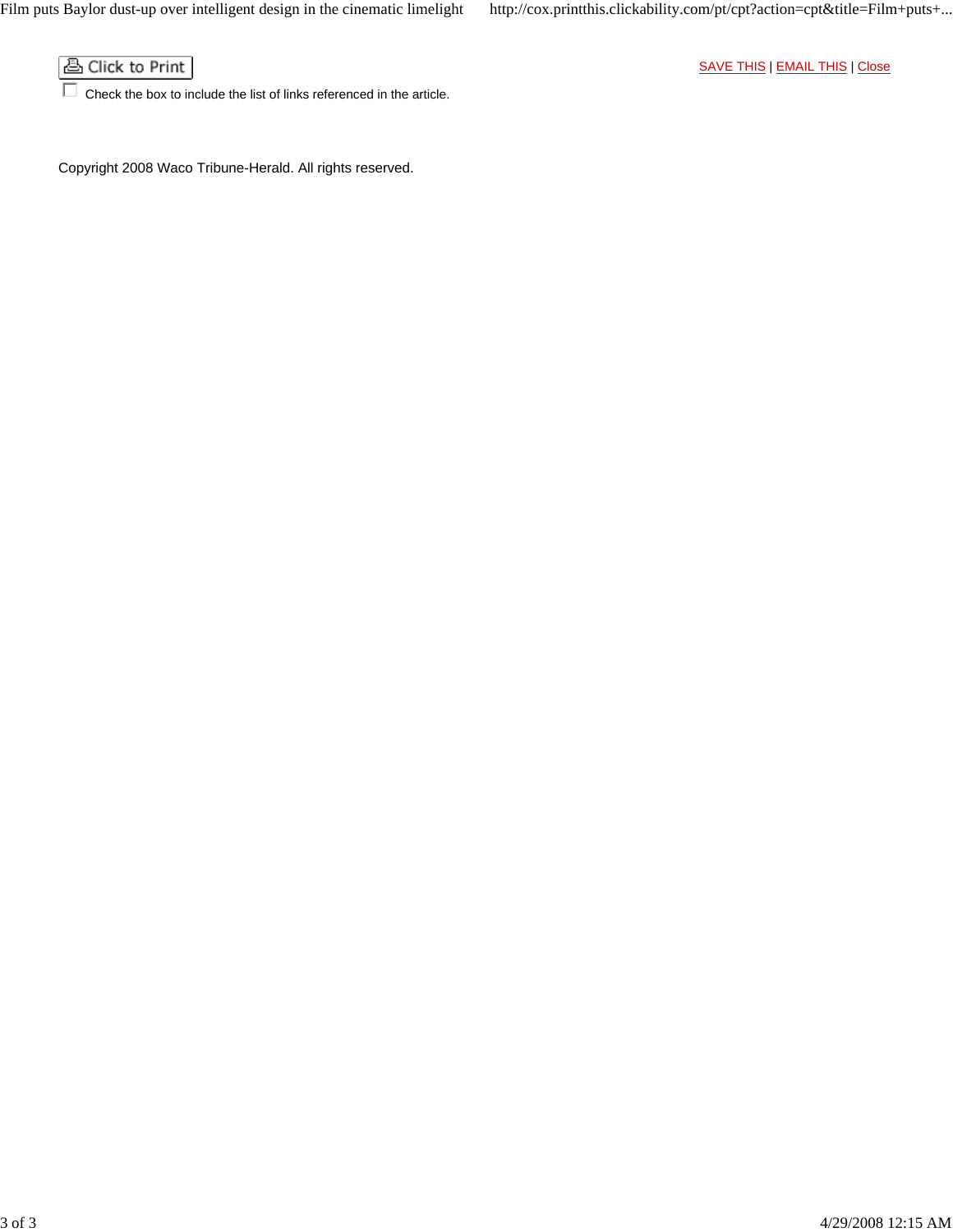Click to Print

SAVE THIS | EMAIL THIS | Close

Check the box to include the list of links referenced in the article.

Copyright 2008 Waco Tribune-Herald. All rights reserved.